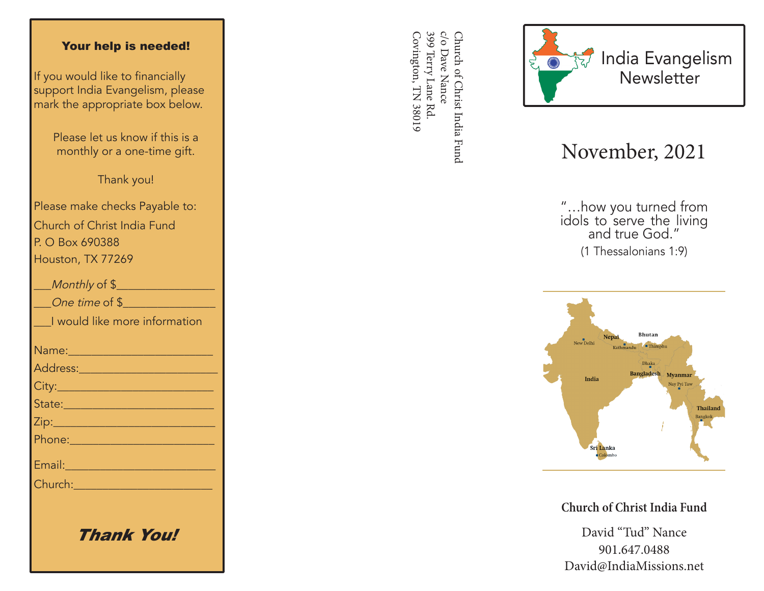## Your help is needed!

If you would like to financially support India Evangelism, please mark the appropriate box below.

Please let us know if this is a monthly or a one-time gift.

Thank you!

Please make checks Payable to:
Church of Christ India Fund
P. O Box 690388
Houston, TX 77269

___*Monthly* of $________________
___*One time* of $_______________
___I would like more information

Name:________________________
Address:______________________
City:__________________________
State:_________________________
Zip:___________________________
Phone:________________________
Email:________________________
Church:_______________________

***Thank You!***

Church of Christ India Fund
c/o Dave Nance
399 Terry Lane Rd.
Covington, TN 38019

# India Evangelism Newsletter

## November, 2021

"…how you turned from idols to serve the living and true God."
(1 Thessalonians 1:9)

India, Nepal, Bhutan, Bangladesh, Myanmar, Thailand, Sri Lanka
New Delhi, Kathmandu, Thimphu, Dhaka, Nay Pyi Taw, Bangkok, Colombo

**Church of Christ India Fund**

David "Tud" Nance
901.647.0488
David@IndiaMissions.net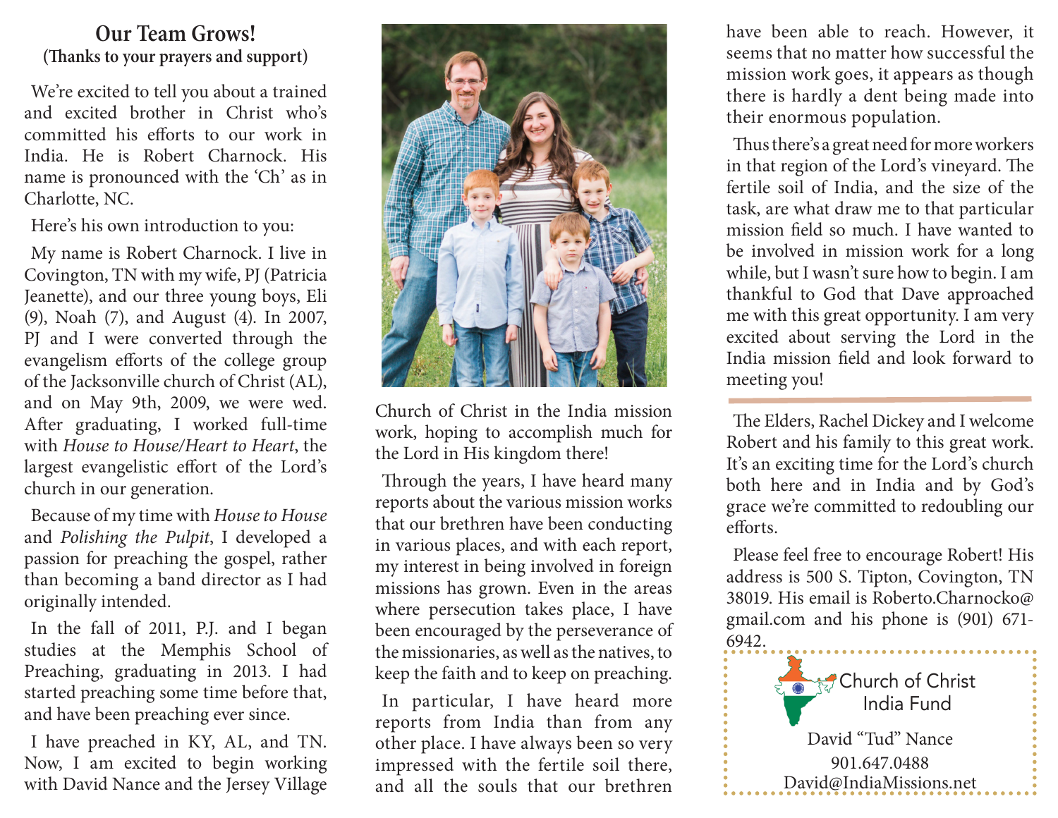## Our Team Grows!
### (Thanks to your prayers and support)

We're excited to tell you about a trained and excited brother in Christ who's committed his efforts to our work in India. He is Robert Charnock. His name is pronounced with the 'Ch' as in Charlotte, NC.

Here's his own introduction to you:

My name is Robert Charnock. I live in Covington, TN with my wife, PJ (Patricia Jeanette), and our three young boys, Eli (9), Noah (7), and August (4). In 2007, PJ and I were converted through the evangelism efforts of the college group of the Jacksonville church of Christ (AL), and on May 9th, 2009, we were wed. After graduating, I worked full-time with *House to House/Heart to Heart*, the largest evangelistic effort of the Lord's church in our generation.

Because of my time with *House to House* and *Polishing the Pulpit*, I developed a passion for preaching the gospel, rather than becoming a band director as I had originally intended.

In the fall of 2011, P.J. and I began studies at the Memphis School of Preaching, graduating in 2013. I had started preaching some time before that, and have been preaching ever since.

I have preached in KY, AL, and TN. Now, I am excited to begin working with David Nance and the Jersey Village Church of Christ in the India mission work, hoping to accomplish much for the Lord in His kingdom there!

Through the years, I have heard many reports about the various mission works that our brethren have been conducting in various places, and with each report, my interest in being involved in foreign missions has grown. Even in the areas where persecution takes place, I have been encouraged by the perseverance of the missionaries, as well as the natives, to keep the faith and to keep on preaching.

In particular, I have heard more reports from India than from any other place. I have always been so very impressed with the fertile soil there, and all the souls that our brethren have been able to reach. However, it seems that no matter how successful the mission work goes, it appears as though there is hardly a dent being made into their enormous population.

Thus there's a great need for more workers in that region of the Lord's vineyard. The fertile soil of India, and the size of the task, are what draw me to that particular mission field so much. I have wanted to be involved in mission work for a long while, but I wasn't sure how to begin. I am thankful to God that Dave approached me with this great opportunity. I am very excited about serving the Lord in the India mission field and look forward to meeting you!

---

The Elders, Rachel Dickey and I welcome Robert and his family to this great work. It's an exciting time for the Lord's church both here and in India and by God's grace we're committed to redoubling our efforts.

Please feel free to encourage Robert! His address is 500 S. Tipton, Covington, TN 38019. His email is Roberto.Charnocko@gmail.com and his phone is (901) 671-6942.

Church of Christ India Fund

David "Tud" Nance
901.647.0488
David@IndiaMissions.net